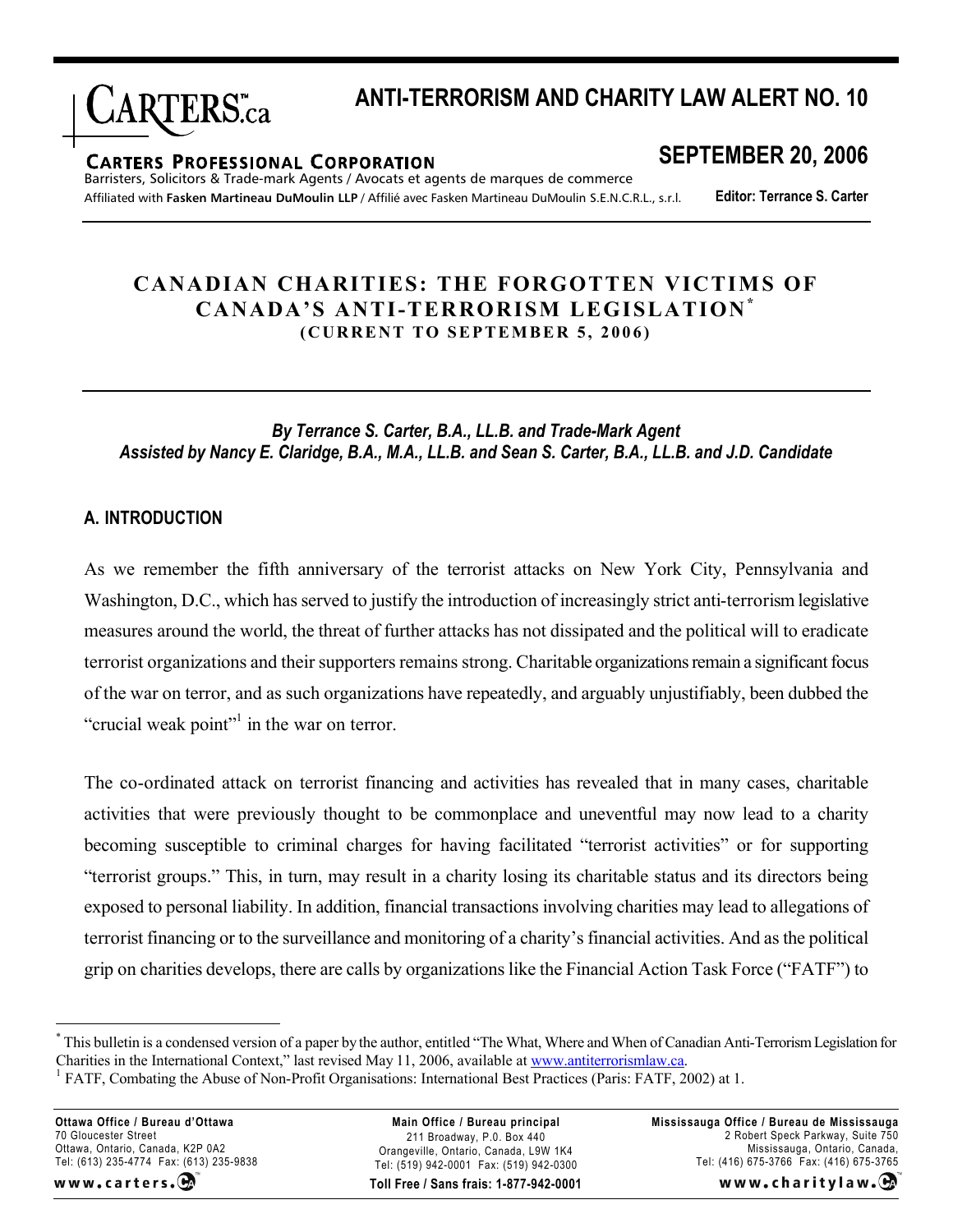# ANTI-TERRORISM AND CHARITY LAW ALERT NO. 10

**CARTERS PROFESSIONAL CORPORATION**
Barristers, Solicitors & Trade-mark Agents / Avocats et agents de marques de commerce
Affiliated with **Fasken Martineau DuMoulin LLP** / Affilié avec Fasken Martineau DuMoulin S.E.N.C.R.L., s.r.l.

## SEPTEMBER 20, 2006

**Editor: Terrance S. Carter**

# CANADIAN CHARITIES: THE FORGOTTEN VICTIMS OF CANADA'S ANTI-TERRORISM LEGISLATION[*]

**(CURRENT TO SEPTEMBER 5, 2006)**

***By Terrance S. Carter, B.A., LL.B. and Trade-Mark Agent***
***Assisted by Nancy E. Claridge, B.A., M.A., LL.B. and Sean S. Carter, B.A., LL.B. and J.D. Candidate***

## A. INTRODUCTION

As we remember the fifth anniversary of the terrorist attacks on New York City, Pennsylvania and Washington, D.C., which has served to justify the introduction of increasingly strict anti-terrorism legislative measures around the world, the threat of further attacks has not dissipated and the political will to eradicate terrorist organizations and their supporters remains strong. Charitable organizations remain a significant focus of the war on terror, and as such organizations have repeatedly, and arguably unjustifiably, been dubbed the "crucial weak point"[1] in the war on terror.

The co-ordinated attack on terrorist financing and activities has revealed that in many cases, charitable activities that were previously thought to be commonplace and uneventful may now lead to a charity becoming susceptible to criminal charges for having facilitated "terrorist activities" or for supporting "terrorist groups." This, in turn, may result in a charity losing its charitable status and its directors being exposed to personal liability. In addition, financial transactions involving charities may lead to allegations of terrorist financing or to the surveillance and monitoring of a charity's financial activities. And as the political grip on charities develops, there are calls by organizations like the Financial Action Task Force ("FATF") to

---

[*] This bulletin is a condensed version of a paper by the author, entitled "The What, Where and When of Canadian Anti-Terrorism Legislation for Charities in the International Context," last revised May 11, 2006, available at www.antiterrorismlaw.ca.

[1] FATF, Combating the Abuse of Non-Profit Organisations: International Best Practices (Paris: FATF, 2002) at 1.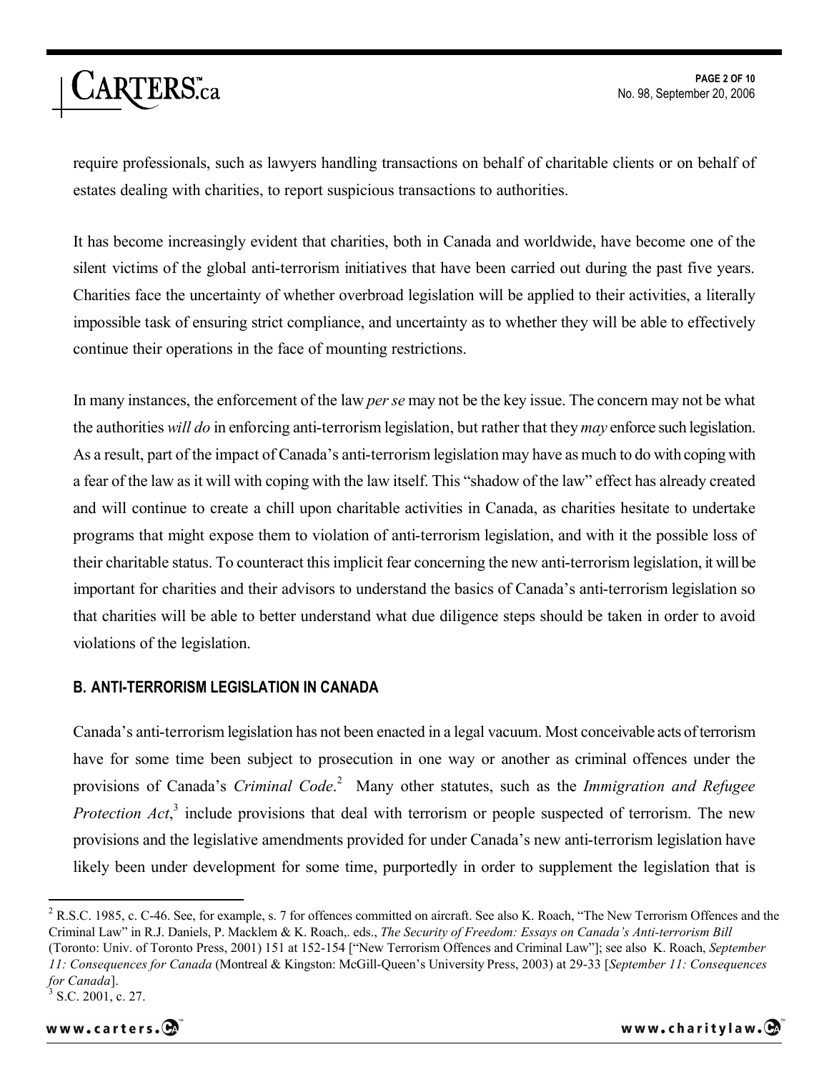require professionals, such as lawyers handling transactions on behalf of charitable clients or on behalf of estates dealing with charities, to report suspicious transactions to authorities.

It has become increasingly evident that charities, both in Canada and worldwide, have become one of the silent victims of the global anti-terrorism initiatives that have been carried out during the past five years. Charities face the uncertainty of whether overbroad legislation will be applied to their activities, a literally impossible task of ensuring strict compliance, and uncertainty as to whether they will be able to effectively continue their operations in the face of mounting restrictions.

In many instances, the enforcement of the law *per se* may not be the key issue. The concern may not be what the authorities *will do* in enforcing anti-terrorism legislation, but rather that they *may* enforce such legislation. As a result, part of the impact of Canada's anti-terrorism legislation may have as much to do with coping with a fear of the law as it will with coping with the law itself. This "shadow of the law" effect has already created and will continue to create a chill upon charitable activities in Canada, as charities hesitate to undertake programs that might expose them to violation of anti-terrorism legislation, and with it the possible loss of their charitable status. To counteract this implicit fear concerning the new anti-terrorism legislation, it will be important for charities and their advisors to understand the basics of Canada's anti-terrorism legislation so that charities will be able to better understand what due diligence steps should be taken in order to avoid violations of the legislation.

## B. ANTI-TERRORISM LEGISLATION IN CANADA

Canada's anti-terrorism legislation has not been enacted in a legal vacuum. Most conceivable acts of terrorism have for some time been subject to prosecution in one way or another as criminal offences under the provisions of Canada's *Criminal Code*.[2] Many other statutes, such as the *Immigration and Refugee Protection Act*,[3] include provisions that deal with terrorism or people suspected of terrorism. The new provisions and the legislative amendments provided for under Canada's new anti-terrorism legislation have likely been under development for some time, purportedly in order to supplement the legislation that is

---

[2] R.S.C. 1985, c. C-46. See, for example, s. 7 for offences committed on aircraft. See also K. Roach, "The New Terrorism Offences and the Criminal Law" in R.J. Daniels, P. Macklem & K. Roach,. eds., *The Security of Freedom: Essays on Canada's Anti-terrorism Bill* (Toronto: Univ. of Toronto Press, 2001) 151 at 152-154 ["New Terrorism Offences and Criminal Law"]; see also K. Roach, *September 11: Consequences for Canada* (Montreal & Kingston: McGill-Queen's University Press, 2003) at 29-33 [*September 11: Consequences for Canada*].

[3] S.C. 2001, c. 27.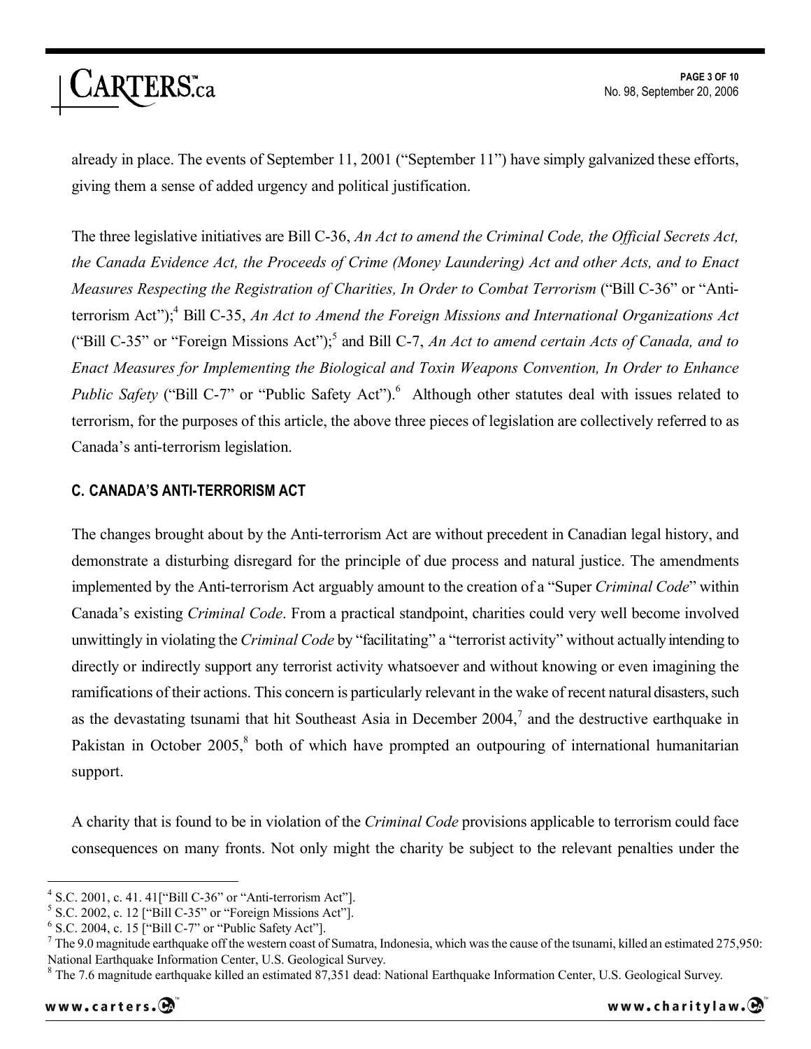already in place. The events of September 11, 2001 ("September 11") have simply galvanized these efforts, giving them a sense of added urgency and political justification.

The three legislative initiatives are Bill C-36, *An Act to amend the Criminal Code, the Official Secrets Act, the Canada Evidence Act, the Proceeds of Crime (Money Laundering) Act and other Acts, and to Enact Measures Respecting the Registration of Charities, In Order to Combat Terrorism* ("Bill C-36" or "Anti-terrorism Act");[4] Bill C-35, *An Act to Amend the Foreign Missions and International Organizations Act* ("Bill C-35" or "Foreign Missions Act");[5] and Bill C-7, *An Act to amend certain Acts of Canada, and to Enact Measures for Implementing the Biological and Toxin Weapons Convention, In Order to Enhance Public Safety* ("Bill C-7" or "Public Safety Act").[6] Although other statutes deal with issues related to terrorism, for the purposes of this article, the above three pieces of legislation are collectively referred to as Canada's anti-terrorism legislation.

## C. CANADA'S ANTI-TERRORISM ACT

The changes brought about by the Anti-terrorism Act are without precedent in Canadian legal history, and demonstrate a disturbing disregard for the principle of due process and natural justice. The amendments implemented by the Anti-terrorism Act arguably amount to the creation of a "Super *Criminal Code*" within Canada's existing *Criminal Code*. From a practical standpoint, charities could very well become involved unwittingly in violating the *Criminal Code* by "facilitating" a "terrorist activity" without actually intending to directly or indirectly support any terrorist activity whatsoever and without knowing or even imagining the ramifications of their actions. This concern is particularly relevant in the wake of recent natural disasters, such as the devastating tsunami that hit Southeast Asia in December 2004,[7] and the destructive earthquake in Pakistan in October 2005,[8] both of which have prompted an outpouring of international humanitarian support.

A charity that is found to be in violation of the *Criminal Code* provisions applicable to terrorism could face consequences on many fronts. Not only might the charity be subject to the relevant penalties under the

---

[4] S.C. 2001, c. 41. 41["Bill C-36" or "Anti-terrorism Act"].

[5] S.C. 2002, c. 12 ["Bill C-35" or "Foreign Missions Act"].

[6] S.C. 2004, c. 15 ["Bill C-7" or "Public Safety Act"].

[7] The 9.0 magnitude earthquake off the western coast of Sumatra, Indonesia, which was the cause of the tsunami, killed an estimated 275,950: National Earthquake Information Center, U.S. Geological Survey.

[8] The 7.6 magnitude earthquake killed an estimated 87,351 dead: National Earthquake Information Center, U.S. Geological Survey.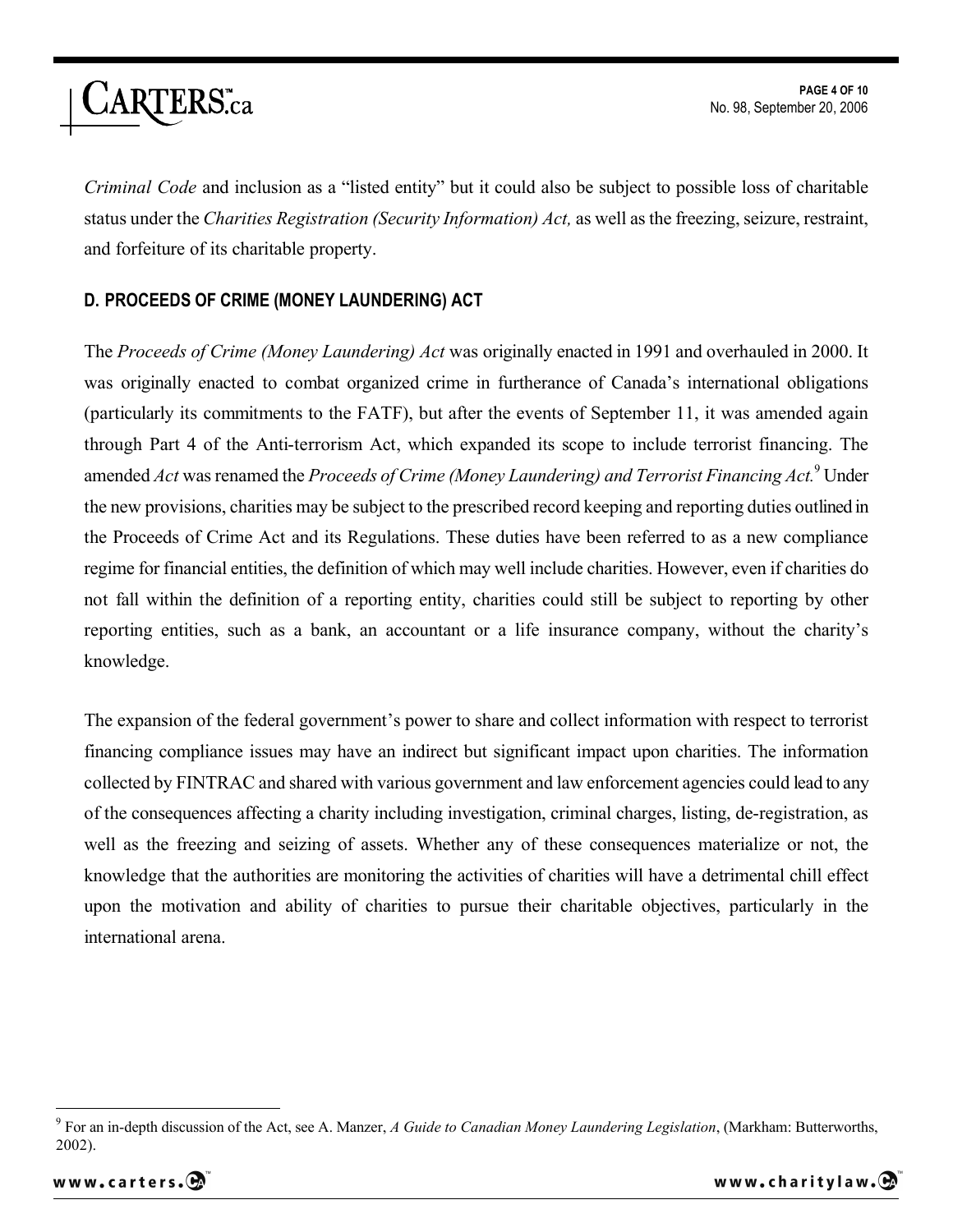*Criminal Code* and inclusion as a "listed entity" but it could also be subject to possible loss of charitable status under the *Charities Registration (Security Information) Act,* as well as the freezing, seizure, restraint, and forfeiture of its charitable property.

## D. PROCEEDS OF CRIME (MONEY LAUNDERING) ACT

The *Proceeds of Crime (Money Laundering) Act* was originally enacted in 1991 and overhauled in 2000. It was originally enacted to combat organized crime in furtherance of Canada's international obligations (particularly its commitments to the FATF), but after the events of September 11, it was amended again through Part 4 of the Anti-terrorism Act, which expanded its scope to include terrorist financing. The amended *Act* was renamed the *Proceeds of Crime (Money Laundering) and Terrorist Financing Act.*[9] Under the new provisions, charities may be subject to the prescribed record keeping and reporting duties outlined in the Proceeds of Crime Act and its Regulations. These duties have been referred to as a new compliance regime for financial entities, the definition of which may well include charities. However, even if charities do not fall within the definition of a reporting entity, charities could still be subject to reporting by other reporting entities, such as a bank, an accountant or a life insurance company, without the charity's knowledge.

The expansion of the federal government's power to share and collect information with respect to terrorist financing compliance issues may have an indirect but significant impact upon charities. The information collected by FINTRAC and shared with various government and law enforcement agencies could lead to any of the consequences affecting a charity including investigation, criminal charges, listing, de-registration, as well as the freezing and seizing of assets. Whether any of these consequences materialize or not, the knowledge that the authorities are monitoring the activities of charities will have a detrimental chill effect upon the motivation and ability of charities to pursue their charitable objectives, particularly in the international arena.

---

[9] For an in-depth discussion of the Act, see A. Manzer, *A Guide to Canadian Money Laundering Legislation*, (Markham: Butterworths, 2002).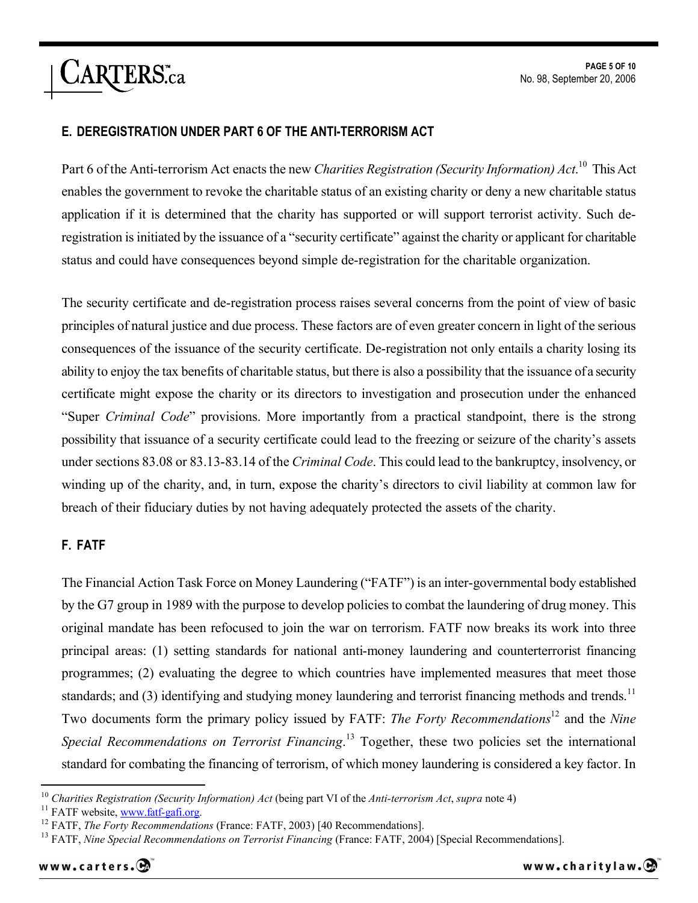## E. DEREGISTRATION UNDER PART 6 OF THE ANTI-TERRORISM ACT

Part 6 of the Anti-terrorism Act enacts the new *Charities Registration (Security Information) Act*.[10] This Act enables the government to revoke the charitable status of an existing charity or deny a new charitable status application if it is determined that the charity has supported or will support terrorist activity. Such de-registration is initiated by the issuance of a "security certificate" against the charity or applicant for charitable status and could have consequences beyond simple de-registration for the charitable organization.

The security certificate and de-registration process raises several concerns from the point of view of basic principles of natural justice and due process. These factors are of even greater concern in light of the serious consequences of the issuance of the security certificate. De-registration not only entails a charity losing its ability to enjoy the tax benefits of charitable status, but there is also a possibility that the issuance of a security certificate might expose the charity or its directors to investigation and prosecution under the enhanced "Super *Criminal Code*" provisions. More importantly from a practical standpoint, there is the strong possibility that issuance of a security certificate could lead to the freezing or seizure of the charity's assets under sections 83.08 or 83.13-83.14 of the *Criminal Code*. This could lead to the bankruptcy, insolvency, or winding up of the charity, and, in turn, expose the charity's directors to civil liability at common law for breach of their fiduciary duties by not having adequately protected the assets of the charity.

## F. FATF

The Financial Action Task Force on Money Laundering ("FATF") is an inter-governmental body established by the G7 group in 1989 with the purpose to develop policies to combat the laundering of drug money. This original mandate has been refocused to join the war on terrorism. FATF now breaks its work into three principal areas: (1) setting standards for national anti-money laundering and counterterrorist financing programmes; (2) evaluating the degree to which countries have implemented measures that meet those standards; and (3) identifying and studying money laundering and terrorist financing methods and trends.[11] Two documents form the primary policy issued by FATF: *The Forty Recommendations*[12] and the *Nine Special Recommendations on Terrorist Financing*.[13] Together, these two policies set the international standard for combating the financing of terrorism, of which money laundering is considered a key factor. In

---

[10] *Charities Registration (Security Information) Act* (being part VI of the *Anti-terrorism Act*, *supra* note 4)

[11] FATF website, www.fatf-gafi.org.

[12] FATF, *The Forty Recommendations* (France: FATF, 2003) [40 Recommendations].

[13] FATF, *Nine Special Recommendations on Terrorist Financing* (France: FATF, 2004) [Special Recommendations].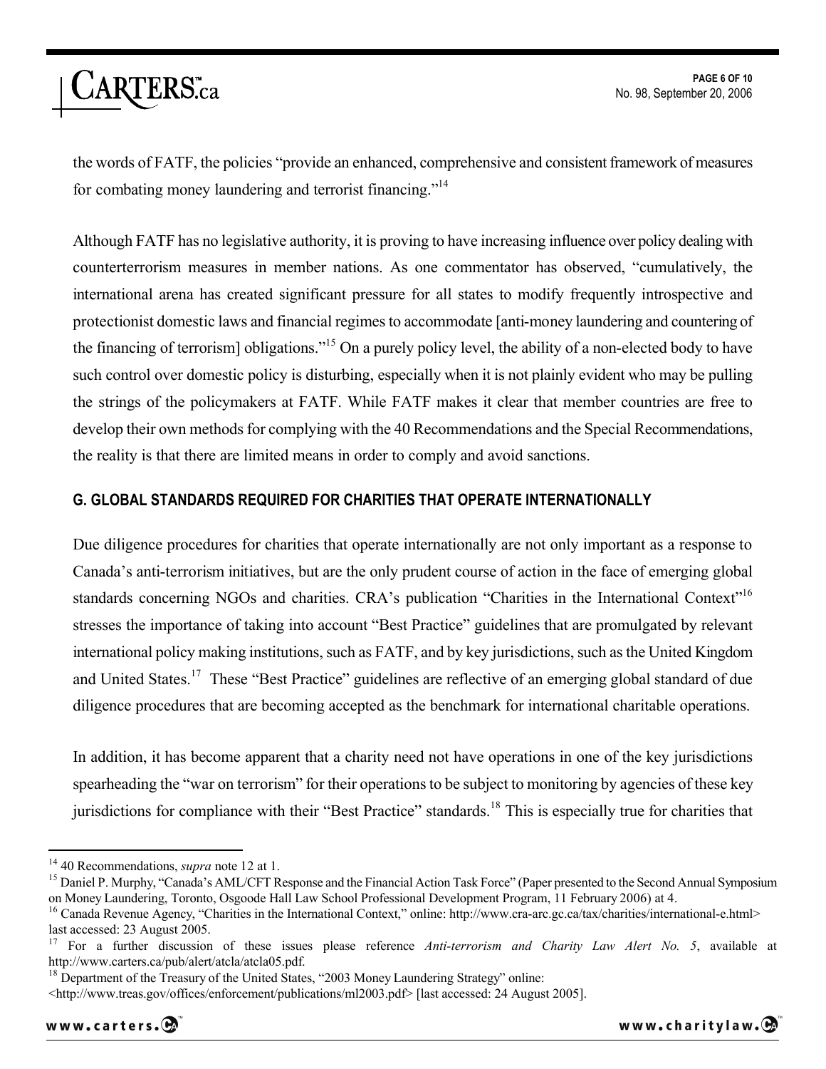the words of FATF, the policies "provide an enhanced, comprehensive and consistent framework of measures for combating money laundering and terrorist financing."[14]

Although FATF has no legislative authority, it is proving to have increasing influence over policy dealing with counterterrorism measures in member nations. As one commentator has observed, "cumulatively, the international arena has created significant pressure for all states to modify frequently introspective and protectionist domestic laws and financial regimes to accommodate [anti-money laundering and countering of the financing of terrorism] obligations."[15] On a purely policy level, the ability of a non-elected body to have such control over domestic policy is disturbing, especially when it is not plainly evident who may be pulling the strings of the policymakers at FATF. While FATF makes it clear that member countries are free to develop their own methods for complying with the 40 Recommendations and the Special Recommendations, the reality is that there are limited means in order to comply and avoid sanctions.

### G. GLOBAL STANDARDS REQUIRED FOR CHARITIES THAT OPERATE INTERNATIONALLY

Due diligence procedures for charities that operate internationally are not only important as a response to Canada's anti-terrorism initiatives, but are the only prudent course of action in the face of emerging global standards concerning NGOs and charities. CRA's publication "Charities in the International Context"[16] stresses the importance of taking into account "Best Practice" guidelines that are promulgated by relevant international policy making institutions, such as FATF, and by key jurisdictions, such as the United Kingdom and United States.[17] These "Best Practice" guidelines are reflective of an emerging global standard of due diligence procedures that are becoming accepted as the benchmark for international charitable operations.

In addition, it has become apparent that a charity need not have operations in one of the key jurisdictions spearheading the "war on terrorism" for their operations to be subject to monitoring by agencies of these key jurisdictions for compliance with their "Best Practice" standards.[18] This is especially true for charities that

---

[14] 40 Recommendations, *supra* note 12 at 1.

[15] Daniel P. Murphy, "Canada's AML/CFT Response and the Financial Action Task Force" (Paper presented to the Second Annual Symposium on Money Laundering, Toronto, Osgoode Hall Law School Professional Development Program, 11 February 2006) at 4.

[16] Canada Revenue Agency, "Charities in the International Context," online: http://www.cra-arc.gc.ca/tax/charities/international-e.html> last accessed: 23 August 2005.

[17] For a further discussion of these issues please reference *Anti-terrorism and Charity Law Alert No. 5*, available at http://www.carters.ca/pub/alert/atcla/atcla05.pdf.

[18] Department of the Treasury of the United States, "2003 Money Laundering Strategy" online: <http://www.treas.gov/offices/enforcement/publications/ml2003.pdf> [last accessed: 24 August 2005].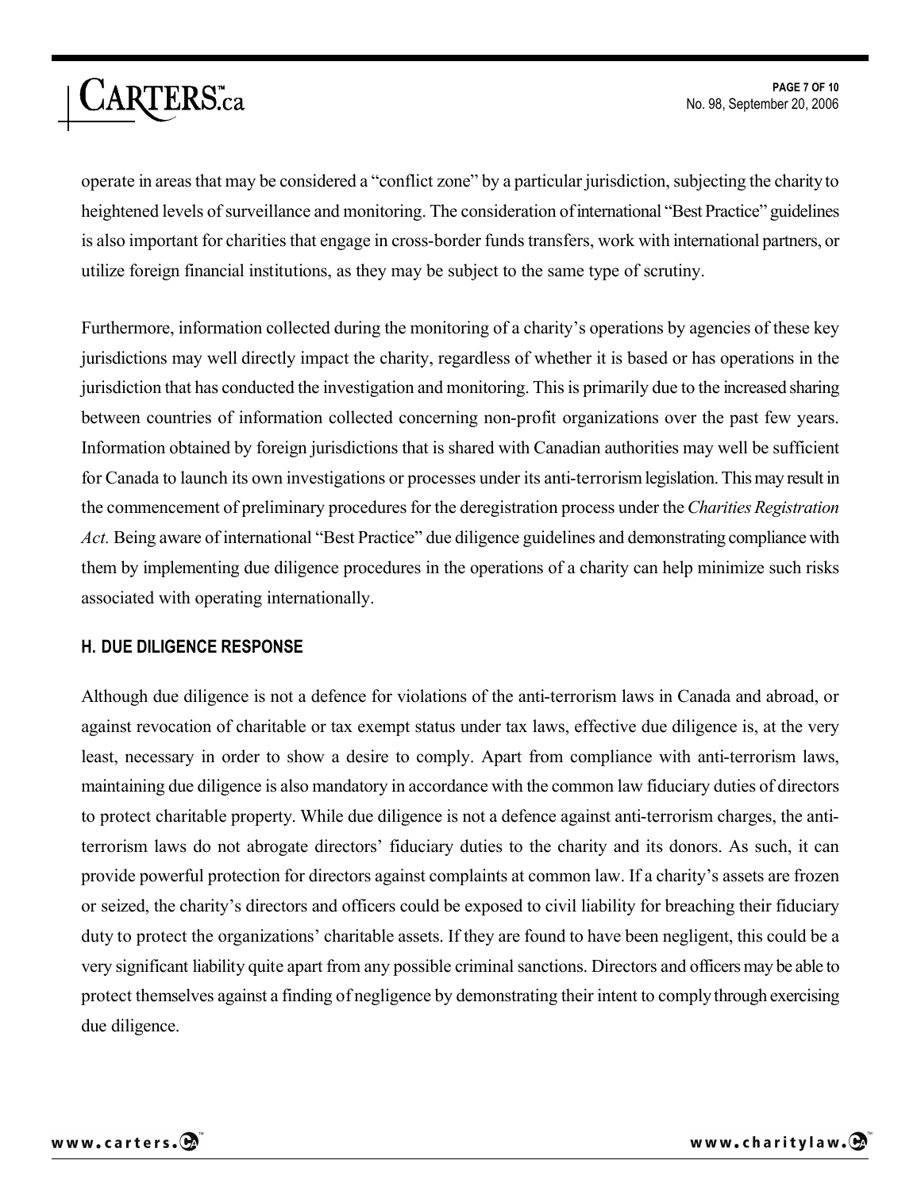operate in areas that may be considered a "conflict zone" by a particular jurisdiction, subjecting the charity to heightened levels of surveillance and monitoring. The consideration of international "Best Practice" guidelines is also important for charities that engage in cross-border funds transfers, work with international partners, or utilize foreign financial institutions, as they may be subject to the same type of scrutiny.

Furthermore, information collected during the monitoring of a charity's operations by agencies of these key jurisdictions may well directly impact the charity, regardless of whether it is based or has operations in the jurisdiction that has conducted the investigation and monitoring. This is primarily due to the increased sharing between countries of information collected concerning non-profit organizations over the past few years. Information obtained by foreign jurisdictions that is shared with Canadian authorities may well be sufficient for Canada to launch its own investigations or processes under its anti-terrorism legislation. This may result in the commencement of preliminary procedures for the deregistration process under the *Charities Registration Act.* Being aware of international "Best Practice" due diligence guidelines and demonstrating compliance with them by implementing due diligence procedures in the operations of a charity can help minimize such risks associated with operating internationally.

### H. DUE DILIGENCE RESPONSE

Although due diligence is not a defence for violations of the anti-terrorism laws in Canada and abroad, or against revocation of charitable or tax exempt status under tax laws, effective due diligence is, at the very least, necessary in order to show a desire to comply. Apart from compliance with anti-terrorism laws, maintaining due diligence is also mandatory in accordance with the common law fiduciary duties of directors to protect charitable property. While due diligence is not a defence against anti-terrorism charges, the anti-terrorism laws do not abrogate directors' fiduciary duties to the charity and its donors. As such, it can provide powerful protection for directors against complaints at common law. If a charity's assets are frozen or seized, the charity's directors and officers could be exposed to civil liability for breaching their fiduciary duty to protect the organizations' charitable assets. If they are found to have been negligent, this could be a very significant liability quite apart from any possible criminal sanctions. Directors and officers may be able to protect themselves against a finding of negligence by demonstrating their intent to comply through exercising due diligence.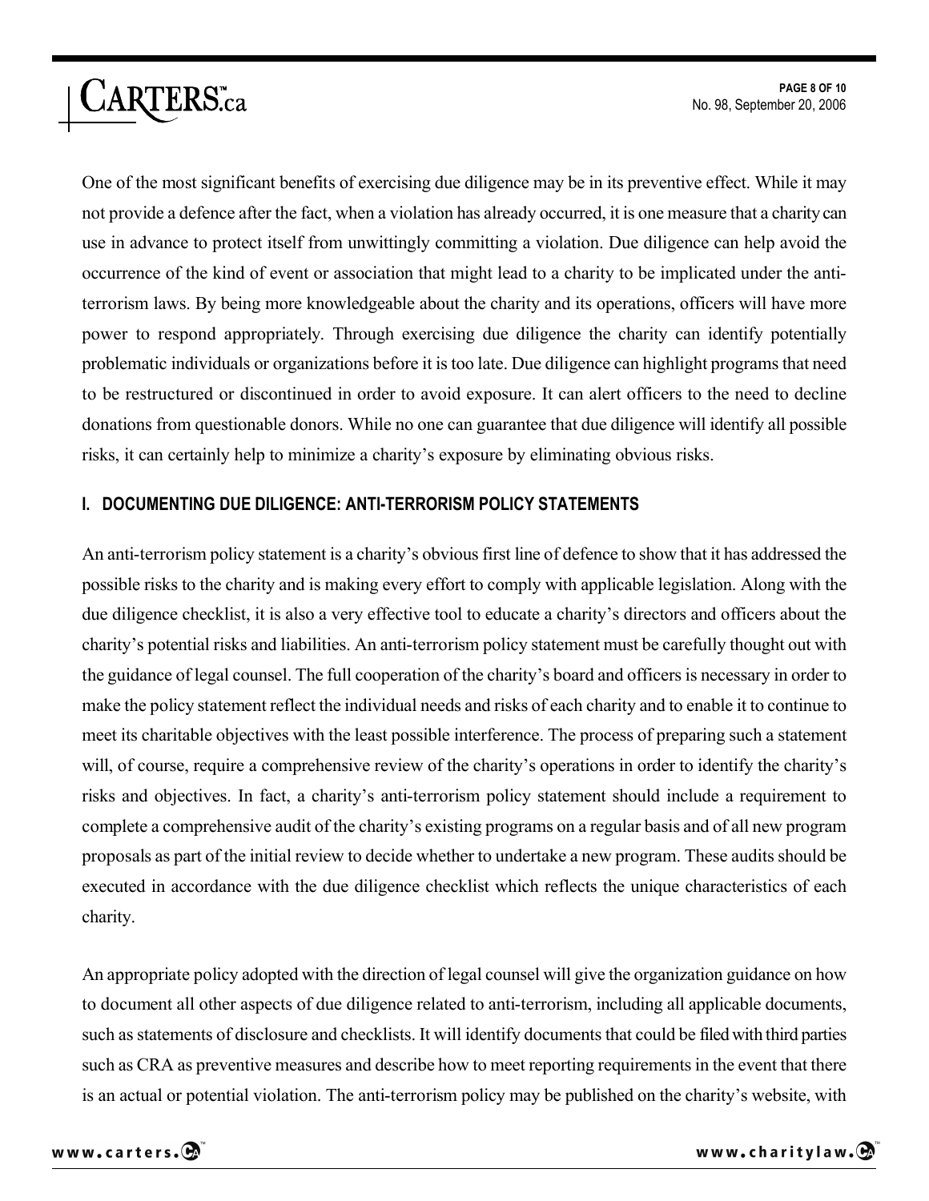One of the most significant benefits of exercising due diligence may be in its preventive effect. While it may not provide a defence after the fact, when a violation has already occurred, it is one measure that a charity can use in advance to protect itself from unwittingly committing a violation. Due diligence can help avoid the occurrence of the kind of event or association that might lead to a charity to be implicated under the anti-terrorism laws. By being more knowledgeable about the charity and its operations, officers will have more power to respond appropriately. Through exercising due diligence the charity can identify potentially problematic individuals or organizations before it is too late. Due diligence can highlight programs that need to be restructured or discontinued in order to avoid exposure. It can alert officers to the need to decline donations from questionable donors. While no one can guarantee that due diligence will identify all possible risks, it can certainly help to minimize a charity's exposure by eliminating obvious risks.

### I. DOCUMENTING DUE DILIGENCE: ANTI-TERRORISM POLICY STATEMENTS

An anti-terrorism policy statement is a charity's obvious first line of defence to show that it has addressed the possible risks to the charity and is making every effort to comply with applicable legislation. Along with the due diligence checklist, it is also a very effective tool to educate a charity's directors and officers about the charity's potential risks and liabilities. An anti-terrorism policy statement must be carefully thought out with the guidance of legal counsel. The full cooperation of the charity's board and officers is necessary in order to make the policy statement reflect the individual needs and risks of each charity and to enable it to continue to meet its charitable objectives with the least possible interference. The process of preparing such a statement will, of course, require a comprehensive review of the charity's operations in order to identify the charity's risks and objectives. In fact, a charity's anti-terrorism policy statement should include a requirement to complete a comprehensive audit of the charity's existing programs on a regular basis and of all new program proposals as part of the initial review to decide whether to undertake a new program. These audits should be executed in accordance with the due diligence checklist which reflects the unique characteristics of each charity.

An appropriate policy adopted with the direction of legal counsel will give the organization guidance on how to document all other aspects of due diligence related to anti-terrorism, including all applicable documents, such as statements of disclosure and checklists. It will identify documents that could be filed with third parties such as CRA as preventive measures and describe how to meet reporting requirements in the event that there is an actual or potential violation. The anti-terrorism policy may be published on the charity's website, with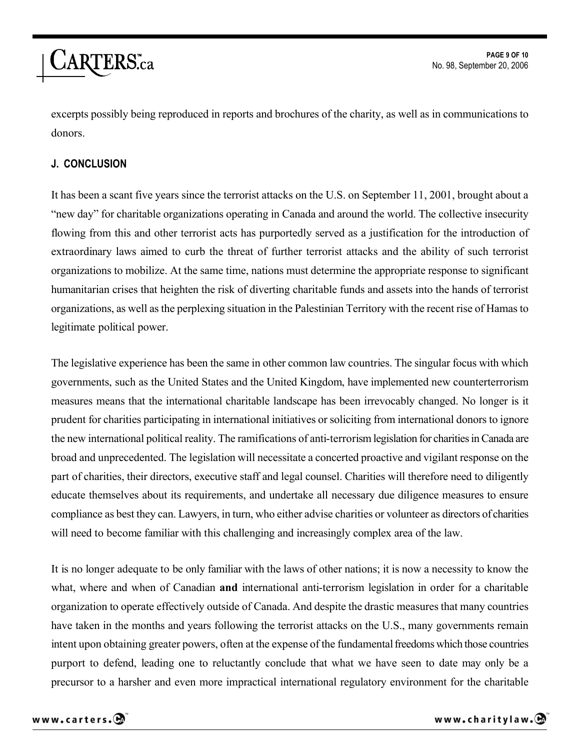excerpts possibly being reproduced in reports and brochures of the charity, as well as in communications to donors.

### J. CONCLUSION

It has been a scant five years since the terrorist attacks on the U.S. on September 11, 2001, brought about a "new day" for charitable organizations operating in Canada and around the world. The collective insecurity flowing from this and other terrorist acts has purportedly served as a justification for the introduction of extraordinary laws aimed to curb the threat of further terrorist attacks and the ability of such terrorist organizations to mobilize. At the same time, nations must determine the appropriate response to significant humanitarian crises that heighten the risk of diverting charitable funds and assets into the hands of terrorist organizations, as well as the perplexing situation in the Palestinian Territory with the recent rise of Hamas to legitimate political power.

The legislative experience has been the same in other common law countries. The singular focus with which governments, such as the United States and the United Kingdom, have implemented new counterterrorism measures means that the international charitable landscape has been irrevocably changed. No longer is it prudent for charities participating in international initiatives or soliciting from international donors to ignore the new international political reality. The ramifications of anti-terrorism legislation for charities in Canada are broad and unprecedented. The legislation will necessitate a concerted proactive and vigilant response on the part of charities, their directors, executive staff and legal counsel. Charities will therefore need to diligently educate themselves about its requirements, and undertake all necessary due diligence measures to ensure compliance as best they can. Lawyers, in turn, who either advise charities or volunteer as directors of charities will need to become familiar with this challenging and increasingly complex area of the law.

It is no longer adequate to be only familiar with the laws of other nations; it is now a necessity to know the what, where and when of Canadian **and** international anti-terrorism legislation in order for a charitable organization to operate effectively outside of Canada. And despite the drastic measures that many countries have taken in the months and years following the terrorist attacks on the U.S., many governments remain intent upon obtaining greater powers, often at the expense of the fundamental freedoms which those countries purport to defend, leading one to reluctantly conclude that what we have seen to date may only be a precursor to a harsher and even more impractical international regulatory environment for the charitable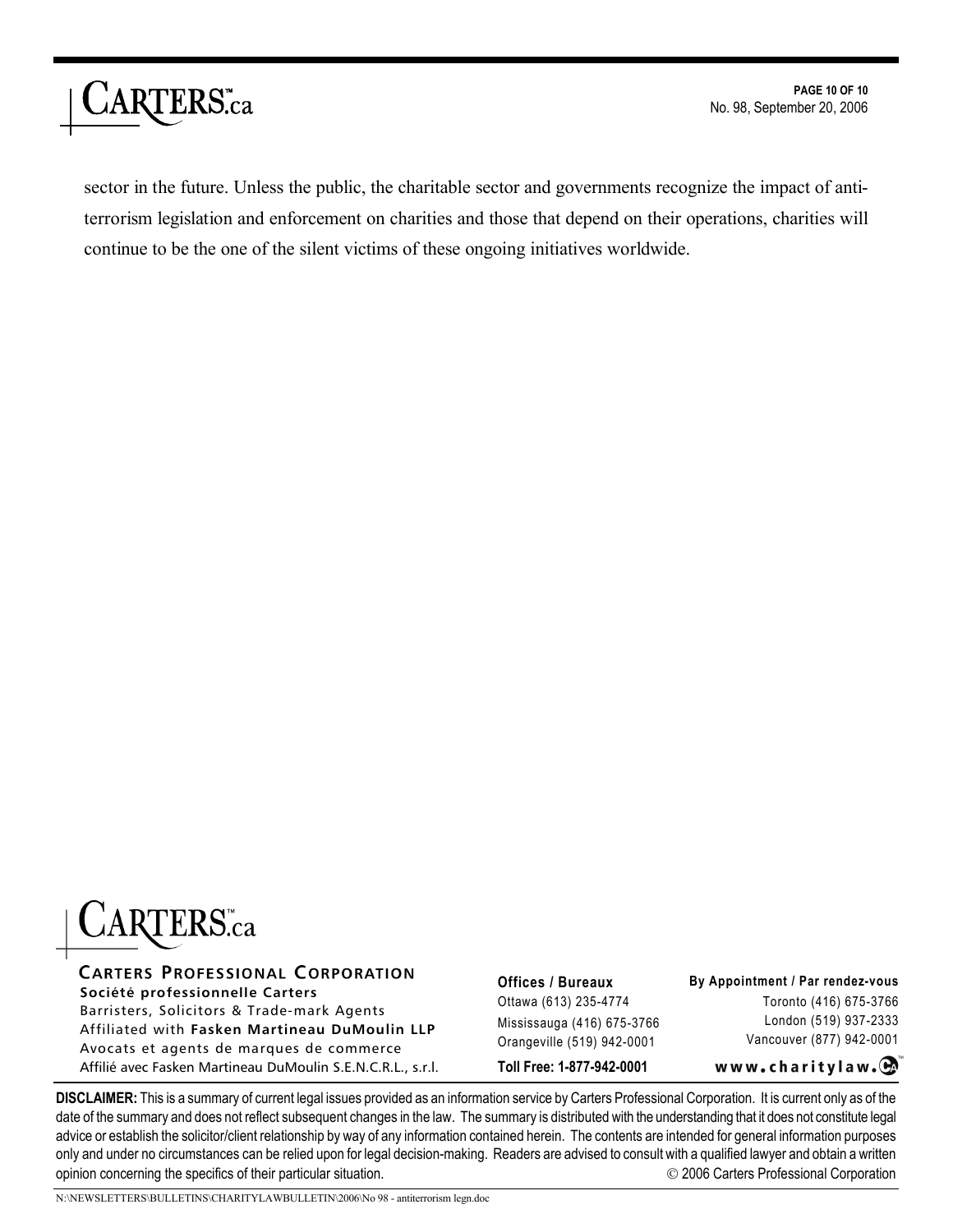sector in the future. Unless the public, the charitable sector and governments recognize the impact of anti-terrorism legislation and enforcement on charities and those that depend on their operations, charities will continue to be the one of the silent victims of these ongoing initiatives worldwide.

CARTERS.ca

**CARTERS PROFESSIONAL CORPORATION**
**Société professionnelle Carters**
Barristers, Solicitors & Trade-mark Agents
Affiliated with **Fasken Martineau DuMoulin LLP**
Avocats et agents de marques de commerce
Affilié avec Fasken Martineau DuMoulin S.E.N.C.R.L., s.r.l.

**Offices / Bureaux**
Ottawa (613) 235-4774
Mississauga (416) 675-3766
Orangeville (519) 942-0001
**Toll Free: 1-877-942-0001**

**By Appointment / Par rendez-vous**
Toronto (416) 675-3766
London (519) 937-2333
Vancouver (877) 942-0001
**www.charitylaw.ca**

**DISCLAIMER:** This is a summary of current legal issues provided as an information service by Carters Professional Corporation. It is current only as of the date of the summary and does not reflect subsequent changes in the law. The summary is distributed with the understanding that it does not constitute legal advice or establish the solicitor/client relationship by way of any information contained herein. The contents are intended for general information purposes only and under no circumstances can be relied upon for legal decision-making. Readers are advised to consult with a qualified lawyer and obtain a written opinion concerning the specifics of their particular situation. © 2006 Carters Professional Corporation

N:\NEWSLETTERS\BULLETINS\CHARITYLAWBULLETIN\2006\No 98 - antiterrorism legn.doc